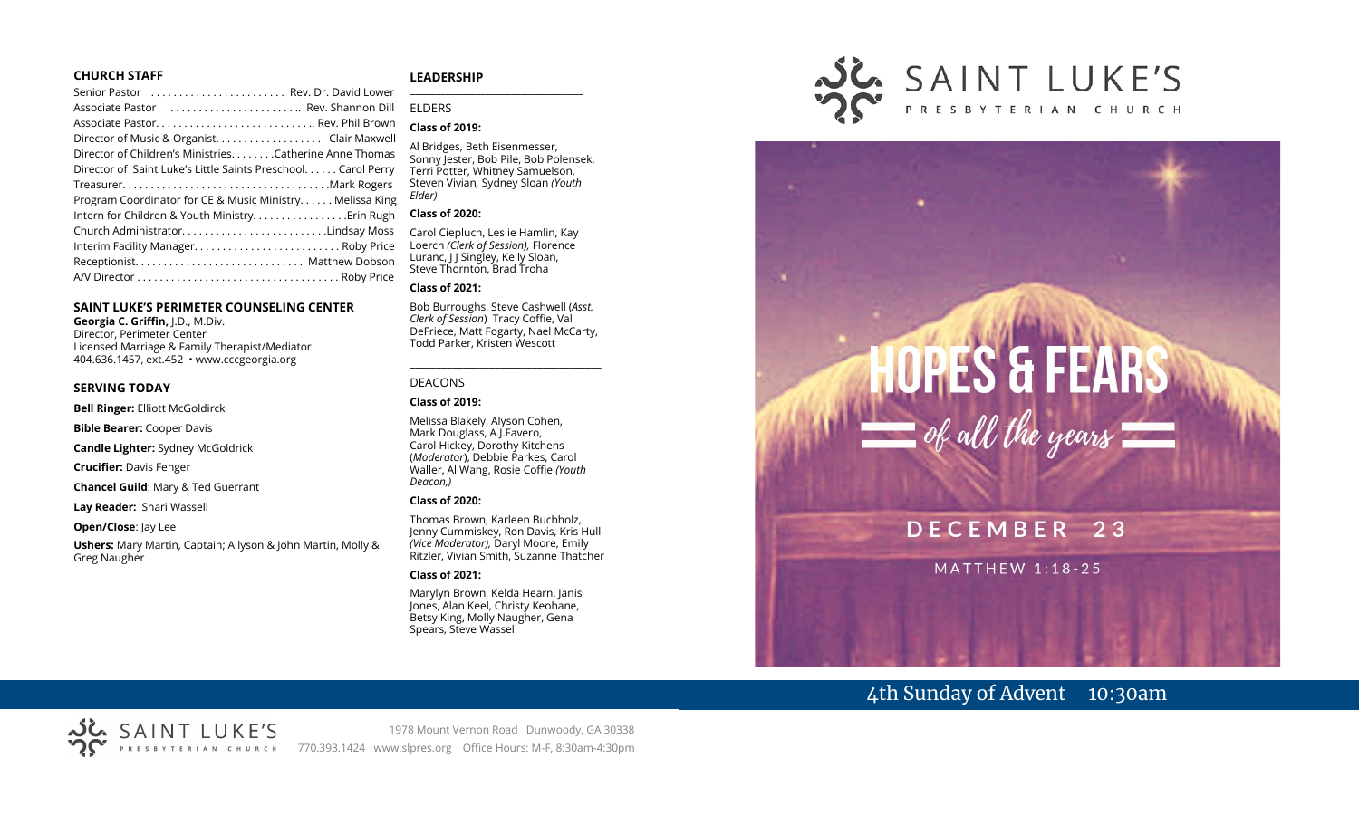## CHURCH STAFF

Senior Pastor ........................ Rev. Dr. David Lower
Associate Pastor ........................ Rev. Shannon Dill
Associate Pastor............................ Rev. Phil Brown
Director of Music & Organist.................. Clair Maxwell
Director of Children's Ministries........Catherine Anne Thomas
Director of Saint Luke's Little Saints Preschool...... Carol Perry
Treasurer.......................................Mark Rogers
Program Coordinator for CE & Music Ministry...... Melissa King
Intern for Children & Youth Ministry.................Erin Rugh
Church Administrator..........................Lindsay Moss
Interim Facility Manager.......................... Roby Price
Receptionist.............................. Matthew Dobson
A/V Director .................................... Roby Price

## SAINT LUKE'S PERIMETER COUNSELING CENTER

**Georgia C. Griffin,** J.D., M.Div.
Director, Perimeter Center
Licensed Marriage & Family Therapist/Mediator
404.636.1457, ext.452 • www.cccgeorgia.org

## SERVING TODAY

**Bell Ringer:** Elliott McGoldirck

**Bible Bearer:** Cooper Davis

**Candle Lighter:** Sydney McGoldrick

**Crucifier:** Davis Fenger

**Chancel Guild**: Mary & Ted Guerrant

**Lay Reader:** Shari Wassell

**Open/Close**: Jay Lee

**Ushers:** Mary Martin, Captain; Allyson & John Martin, Molly & Greg Naugher

## LEADERSHIP

ELDERS

**Class of 2019:**

Al Bridges, Beth Eisenmesser, Sonny Jester, Bob Pile, Bob Polensek, Terri Potter, Whitney Samuelson, Steven Vivian*,* Sydney Sloan *(Youth Elder)*

**Class of 2020:**

Carol Ciepluch, Leslie Hamlin, Kay Loerch *(Clerk of Session),* Florence Luranc, J J Singley, Kelly Sloan, Steve Thornton, Brad Troha

**Class of 2021:**

Bob Burroughs, Steve Cashwell (*Asst. Clerk of Session*) Tracy Coffie, Val DeFriece, Matt Fogarty, Nael McCarty, Todd Parker, Kristen Wescott

DEACONS

**Class of 2019:**

Melissa Blakely, Alyson Cohen, Mark Douglass, A.J.Favero, Carol Hickey, Dorothy Kitchens (*Moderator*), Debbie Parkes, Carol Waller, Al Wang, Rosie Coffie *(Youth Deacon,)*

**Class of 2020:**

Thomas Brown, Karleen Buchholz, Jenny Cummiskey, Ron Davis, Kris Hull *(Vice Moderator),* Daryl Moore, Emily Ritzler, Vivian Smith, Suzanne Thatcher

**Class of 2021:**

Marylyn Brown, Kelda Hearn, Janis Jones, Alan Keel, Christy Keohane, Betsy King, Molly Naugher, Gena Spears, Steve Wassell

# SAINT LUKE'S PRESBYTERIAN CHURCH

# HOPES & FEARS
## of all the years

## DECEMBER 23

MATTHEW 1:18-25

4th Sunday of Advent 10:30am

SAINT LUKE'S PRESBYTERIAN CHURCH
1978 Mount Vernon Road Dunwoody, GA 30338
770.393.1424 www.slpres.org Office Hours: M-F, 8:30am-4:30pm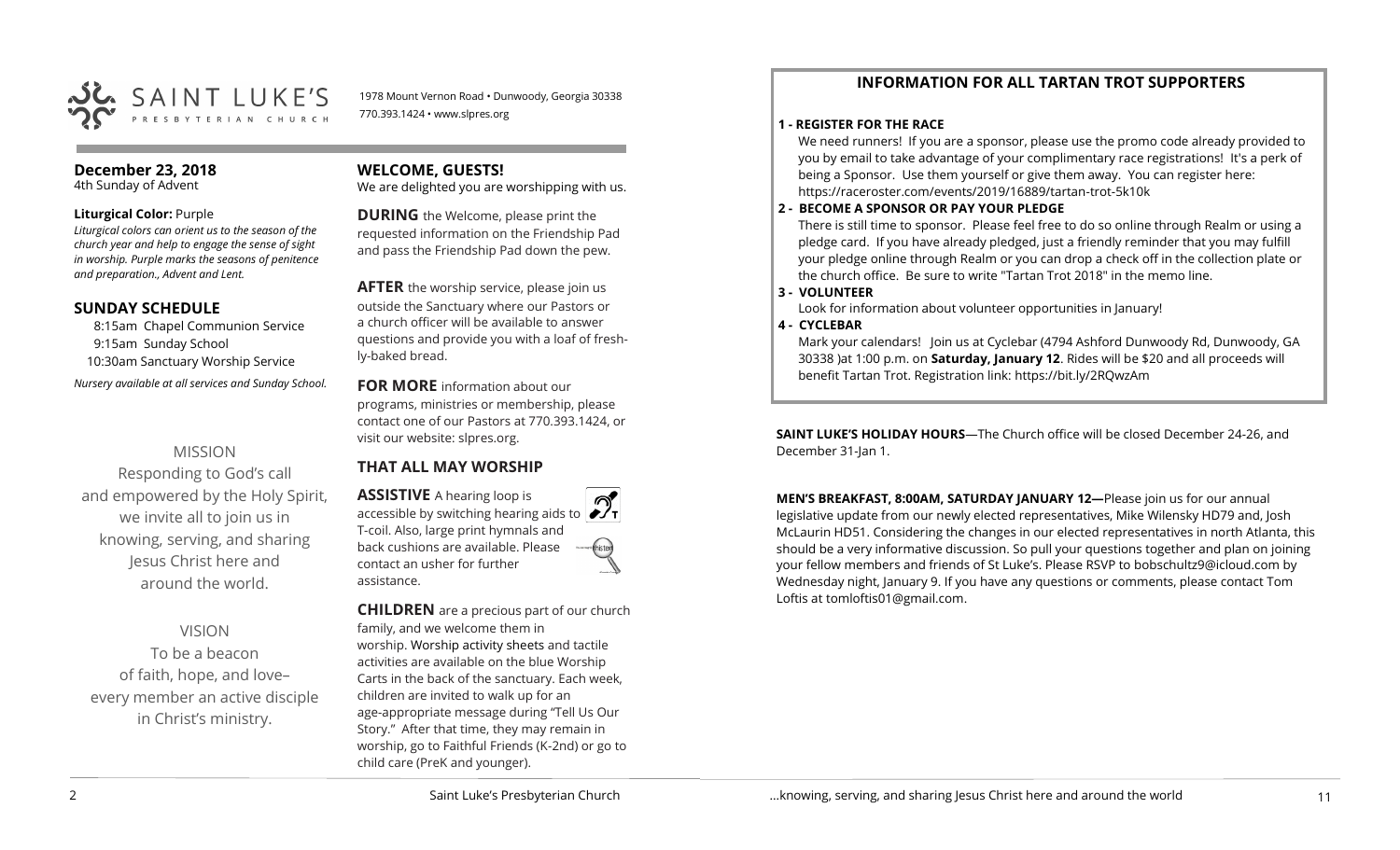SAINT LUKE'S PRESBYTERIAN CHURCH

1978 Mount Vernon Road • Dunwoody, Georgia 30338
770.393.1424 • www.slpres.org

**December 23, 2018**
4th Sunday of Advent

**Liturgical Color:** Purple
*Liturgical colors can orient us to the season of the church year and help to engage the sense of sight in worship. Purple marks the seasons of penitence and preparation., Advent and Lent.*

## SUNDAY SCHEDULE

8:15am Chapel Communion Service
9:15am Sunday School
10:30am Sanctuary Worship Service

*Nursery available at all services and Sunday School.*

MISSION

Responding to God's call and empowered by the Holy Spirit, we invite all to join us in knowing, serving, and sharing Jesus Christ here and around the world.

VISION

To be a beacon of faith, hope, and love– every member an active disciple in Christ's ministry.

## WELCOME, GUESTS!

We are delighted you are worshipping with us.

**DURING** the Welcome, please print the requested information on the Friendship Pad and pass the Friendship Pad down the pew.

**AFTER** the worship service, please join us outside the Sanctuary where our Pastors or a church officer will be available to answer questions and provide you with a loaf of fresh-ly-baked bread.

**FOR MORE** information about our programs, ministries or membership, please contact one of our Pastors at 770.393.1424, or visit our website: slpres.org.

## THAT ALL MAY WORSHIP

**ASSISTIVE** A hearing loop is accessible by switching hearing aids to T-coil. Also, large print hymnals and back cushions are available. Please contact an usher for further assistance.

**CHILDREN** are a precious part of our church family, and we welcome them in worship. Worship activity sheets and tactile activities are available on the blue Worship Carts in the back of the sanctuary. Each week, children are invited to walk up for an age-appropriate message during "Tell Us Our Story." After that time, they may remain in worship, go to Faithful Friends (K-2nd) or go to child care (PreK and younger).

## INFORMATION FOR ALL TARTAN TROT SUPPORTERS

**1 - REGISTER FOR THE RACE**
We need runners! If you are a sponsor, please use the promo code already provided to you by email to take advantage of your complimentary race registrations! It's a perk of being a Sponsor. Use them yourself or give them away. You can register here: https://raceroster.com/events/2019/16889/tartan-trot-5k10k

**2 - BECOME A SPONSOR OR PAY YOUR PLEDGE**
There is still time to sponsor. Please feel free to do so online through Realm or using a pledge card. If you have already pledged, just a friendly reminder that you may fulfill your pledge online through Realm or you can drop a check off in the collection plate or the church office. Be sure to write "Tartan Trot 2018" in the memo line.

**3 - VOLUNTEER**
Look for information about volunteer opportunities in January!

**4 - CYCLEBAR**
Mark your calendars! Join us at Cyclebar (4794 Ashford Dunwoody Rd, Dunwoody, GA 30338 )at 1:00 p.m. on **Saturday, January 12**. Rides will be $20 and all proceeds will benefit Tartan Trot. Registration link: https://bit.ly/2RQwzAm

**SAINT LUKE'S HOLIDAY HOURS**—The Church office will be closed December 24-26, and December 31-Jan 1.

**MEN'S BREAKFAST, 8:00AM, SATURDAY JANUARY 12—**Please join us for our annual legislative update from our newly elected representatives, Mike Wilensky HD79 and, Josh McLaurin HD51. Considering the changes in our elected representatives in north Atlanta, this should be a very informative discussion. So pull your questions together and plan on joining your fellow members and friends of St Luke's. Please RSVP to bobschultz9@icloud.com by Wednesday night, January 9. If you have any questions or comments, please contact Tom Loftis at tomloftis01@gmail.com.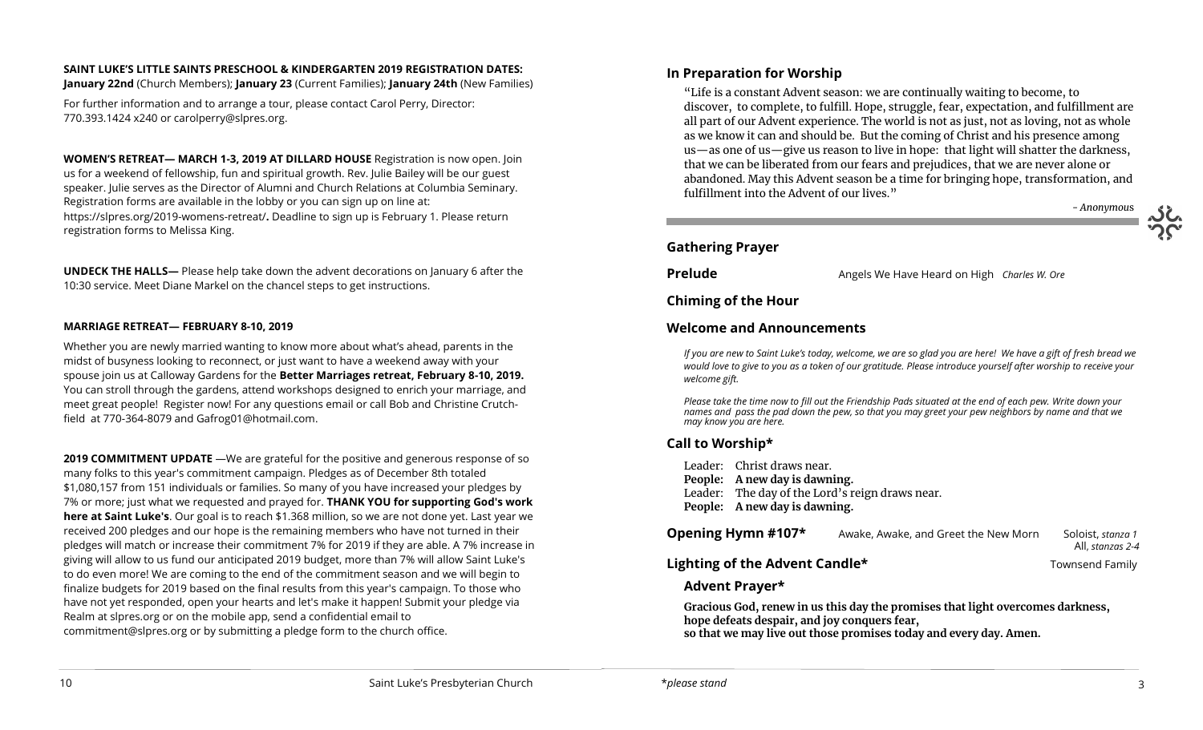**SAINT LUKE'S LITTLE SAINTS PRESCHOOL & KINDERGARTEN 2019 REGISTRATION DATES:**
**January 22nd** (Church Members); **January 23** (Current Families); **January 24th** (New Families)

For further information and to arrange a tour, please contact Carol Perry, Director: 770.393.1424 x240 or carolperry@slpres.org.

**WOMEN'S RETREAT— MARCH 1-3, 2019 AT DILLARD HOUSE** Registration is now open. Join us for a weekend of fellowship, fun and spiritual growth. Rev. Julie Bailey will be our guest speaker. Julie serves as the Director of Alumni and Church Relations at Columbia Seminary. Registration forms are available in the lobby or you can sign up on line at: https://slpres.org/2019-womens-retreat/**.** Deadline to sign up is February 1. Please return registration forms to Melissa King.

**UNDECK THE HALLS—** Please help take down the advent decorations on January 6 after the 10:30 service. Meet Diane Markel on the chancel steps to get instructions.

**MARRIAGE RETREAT— FEBRUARY 8-10, 2019**

Whether you are newly married wanting to know more about what's ahead, parents in the midst of busyness looking to reconnect, or just want to have a weekend away with your spouse join us at Calloway Gardens for the **Better Marriages retreat, February 8-10, 2019.** You can stroll through the gardens, attend workshops designed to enrich your marriage, and meet great people! Register now! For any questions email or call Bob and Christine Crutchfield at 770-364-8079 and Gafrog01@hotmail.com.

**2019 COMMITMENT UPDATE** —We are grateful for the positive and generous response of so many folks to this year's commitment campaign. Pledges as of December 8th totaled $1,080,157 from 151 individuals or families. So many of you have increased your pledges by 7% or more; just what we requested and prayed for. **THANK YOU for supporting God's work here at Saint Luke's**. Our goal is to reach $1.368 million, so we are not done yet. Last year we received 200 pledges and our hope is the remaining members who have not turned in their pledges will match or increase their commitment 7% for 2019 if they are able. A 7% increase in giving will allow to us fund our anticipated 2019 budget, more than 7% will allow Saint Luke's to do even more! We are coming to the end of the commitment season and we will begin to finalize budgets for 2019 based on the final results from this year's campaign. To those who have not yet responded, open your hearts and let's make it happen! Submit your pledge via Realm at slpres.org or on the mobile app, send a confidential email to commitment@slpres.org or by submitting a pledge form to the church office.

## In Preparation for Worship

"Life is a constant Advent season: we are continually waiting to become, to discover, to complete, to fulfill. Hope, struggle, fear, expectation, and fulfillment are all part of our Advent experience. The world is not as just, not as loving, not as whole as we know it can and should be. But the coming of Christ and his presence among us—as one of us—give us reason to live in hope: that light will shatter the darkness, that we can be liberated from our fears and prejudices, that we are never alone or abandoned. May this Advent season be a time for bringing hope, transformation, and fulfillment into the Advent of our lives."

*- Anonymous*

## Gathering Prayer

**Prelude** Angels We Have Heard on High *Charles W. Ore*

## Chiming of the Hour

## Welcome and Announcements

*If you are new to Saint Luke's today, welcome, we are so glad you are here! We have a gift of fresh bread we would love to give to you as a token of our gratitude. Please introduce yourself after worship to receive your welcome gift.*

*Please take the time now to fill out the Friendship Pads situated at the end of each pew. Write down your names and pass the pad down the pew, so that you may greet your pew neighbors by name and that we may know you are here.*

## Call to Worship*

Leader: Christ draws near.
**People: A new day is dawning.**
Leader: The day of the Lord's reign draws near.
**People: A new day is dawning.**

**Opening Hymn #107*** Awake, Awake, and Greet the New Morn Soloist, *stanza 1*; All, *stanzas 2-4*

## Lighting of the Advent Candle* Townsend Family

### Advent Prayer*

**Gracious God, renew in us this day the promises that light overcomes darkness, hope defeats despair, and joy conquers fear, so that we may live out those promises today and every day. Amen.**

*\*please stand*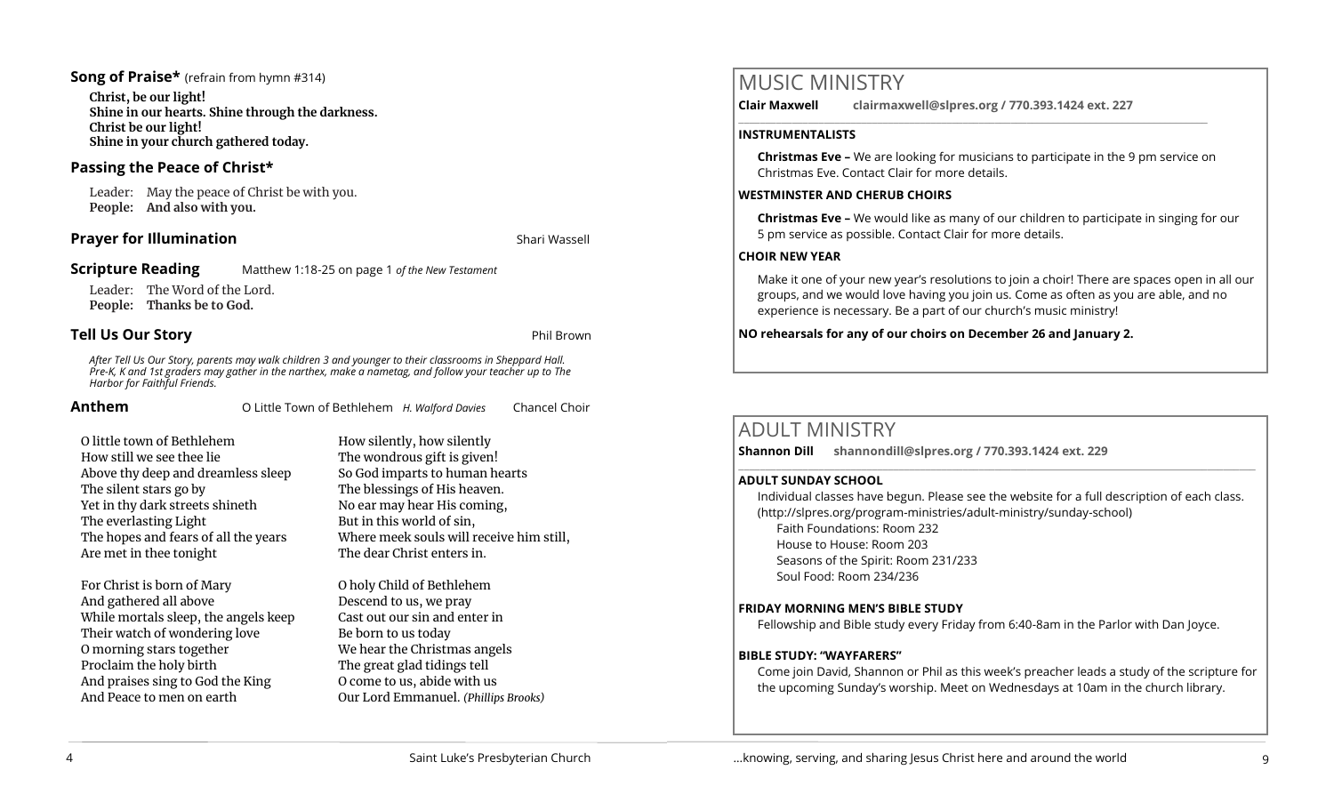**Song of Praise*** (refrain from hymn #314)

**Christ, be our light!**
**Shine in our hearts. Shine through the darkness.**
**Christ be our light!**
**Shine in your church gathered today.**

### Passing the Peace of Christ*

Leader: May the peace of Christ be with you.
**People: And also with you.**

### Prayer for Illumination

Shari Wassell

### Scripture Reading

Matthew 1:18-25 on page 1 *of the New Testament*

Leader: The Word of the Lord.
**People: Thanks be to God.**

### Tell Us Our Story

Phil Brown

*After Tell Us Our Story, parents may walk children 3 and younger to their classrooms in Sheppard Hall. Pre-K, K and 1st graders may gather in the narthex, make a nametag, and follow your teacher up to The Harbor for Faithful Friends.*

### Anthem

O Little Town of Bethlehem *H. Walford Davies* Chancel Choir

O little town of Bethlehem
How still we see thee lie
Above thy deep and dreamless sleep
The silent stars go by
Yet in thy dark streets shineth
The everlasting Light
The hopes and fears of all the years
Are met in thee tonight

For Christ is born of Mary
And gathered all above
While mortals sleep, the angels keep
Their watch of wondering love
O morning stars together
Proclaim the holy birth
And praises sing to God the King
And Peace to men on earth

How silently, how silently
The wondrous gift is given!
So God imparts to human hearts
The blessings of His heaven.
No ear may hear His coming,
But in this world of sin,
Where meek souls will receive him still,
The dear Christ enters in.

O holy Child of Bethlehem
Descend to us, we pray
Cast out our sin and enter in
Be born to us today
We hear the Christmas angels
The great glad tidings tell
O come to us, abide with us
Our Lord Emmanuel. *(Phillips Brooks)*

## MUSIC MINISTRY

**Clair Maxwell clairmaxwell@slpres.org / 770.393.1424 ext. 227**

**INSTRUMENTALISTS**

**Christmas Eve –** We are looking for musicians to participate in the 9 pm service on Christmas Eve. Contact Clair for more details.

**WESTMINSTER AND CHERUB CHOIRS**

**Christmas Eve –** We would like as many of our children to participate in singing for our 5 pm service as possible. Contact Clair for more details.

**CHOIR NEW YEAR**

Make it one of your new year's resolutions to join a choir! There are spaces open in all our groups, and we would love having you join us. Come as often as you are able, and no experience is necessary. Be a part of our church's music ministry!

**NO rehearsals for any of our choirs on December 26 and January 2.**

## ADULT MINISTRY

**Shannon Dill shannondill@slpres.org / 770.393.1424 ext. 229**

**ADULT SUNDAY SCHOOL**

Individual classes have begun. Please see the website for a full description of each class. (http://slpres.org/program-ministries/adult-ministry/sunday-school)
Faith Foundations: Room 232
House to House: Room 203
Seasons of the Spirit: Room 231/233
Soul Food: Room 234/236

**FRIDAY MORNING MEN'S BIBLE STUDY**

Fellowship and Bible study every Friday from 6:40-8am in the Parlor with Dan Joyce.

**BIBLE STUDY: "WAYFARERS"**

Come join David, Shannon or Phil as this week's preacher leads a study of the scripture for the upcoming Sunday's worship. Meet on Wednesdays at 10am in the church library.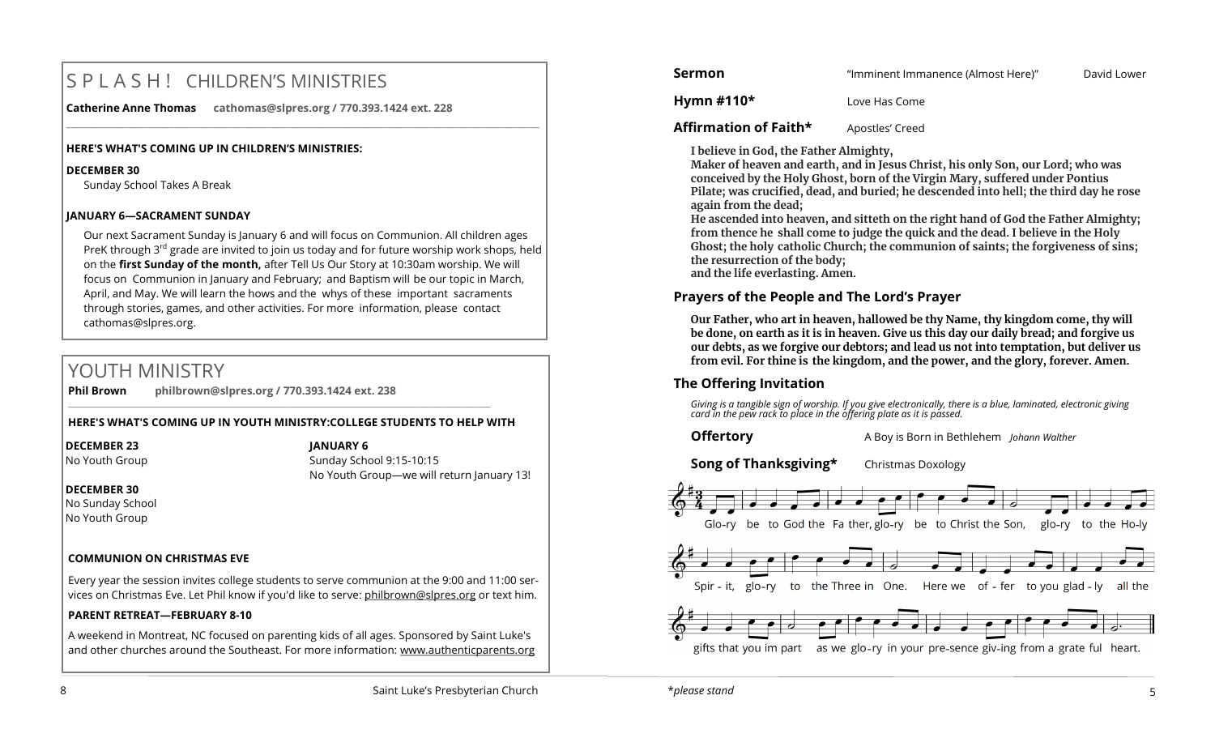# SPLASH! CHILDREN'S MINISTRIES

**Catherine Anne Thomas** **cathomas@slpres.org / 770.393.1424 ext. 228**

**HERE'S WHAT'S COMING UP IN CHILDREN'S MINISTRIES:**

**DECEMBER 30**

Sunday School Takes A Break

**JANUARY 6—SACRAMENT SUNDAY**

Our next Sacrament Sunday is January 6 and will focus on Communion. All children ages PreK through 3rd grade are invited to join us today and for future worship work shops, held on the **first Sunday of the month,** after Tell Us Our Story at 10:30am worship. We will focus on Communion in January and February; and Baptism will be our topic in March, April, and May. We will learn the hows and the whys of these important sacraments through stories, games, and other activities. For more information, please contact cathomas@slpres.org.

# YOUTH MINISTRY

**Phil Brown** **philbrown@slpres.org / 770.393.1424 ext. 238**

**HERE'S WHAT'S COMING UP IN YOUTH MINISTRY:COLLEGE STUDENTS TO HELP WITH**

**DECEMBER 23**

No Youth Group

**DECEMBER 30**

No Sunday School

No Youth Group

**JANUARY 6**

Sunday School 9:15-10:15

No Youth Group—we will return January 13!

**COMMUNION ON CHRISTMAS EVE**

Every year the session invites college students to serve communion at the 9:00 and 11:00 services on Christmas Eve. Let Phil know if you'd like to serve: philbrown@slpres.org or text him.

**PARENT RETREAT—FEBRUARY 8-10**

A weekend in Montreat, NC focused on parenting kids of all ages. Sponsored by Saint Luke's and other churches around the Southeast. For more information: www.authenticparents.org

**Sermon** "Imminent Immanence (Almost Here)" David Lower

**Hymn #110*** Love Has Come

**Affirmation of Faith*** Apostles' Creed

**I believe in God, the Father Almighty,**
**Maker of heaven and earth, and in Jesus Christ, his only Son, our Lord; who was conceived by the Holy Ghost, born of the Virgin Mary, suffered under Pontius Pilate; was crucified, dead, and buried; he descended into hell; the third day he rose again from the dead;**
**He ascended into heaven, and sitteth on the right hand of God the Father Almighty; from thence he shall come to judge the quick and the dead. I believe in the Holy Ghost; the holy catholic Church; the communion of saints; the forgiveness of sins; the resurrection of the body;**
**and the life everlasting. Amen.**

**Prayers of the People and The Lord's Prayer**

**Our Father, who art in heaven, hallowed be thy Name, thy kingdom come, thy will be done, on earth as it is in heaven. Give us this day our daily bread; and forgive us our debts, as we forgive our debtors; and lead us not into temptation, but deliver us from evil. For thine is the kingdom, and the power, and the glory, forever. Amen.**

**The Offering Invitation**

*Giving is a tangible sign of worship. If you give electronically, there is a blue, laminated, electronic giving card in the pew rack to place in the offering plate as it is passed.*

**Offertory** A Boy is Born in Bethlehem *Johann Walther*

**Song of Thanksgiving*** Christmas Doxology

Glo-ry be to God the Fa ther, glo-ry be to Christ the Son, glo-ry to the Ho-ly Spir - it, glo-ry to the Three in One. Here we of - fer to you glad - ly all the gifts that you im part as we glo-ry in your pre-sence giv-ing from a grate ful heart.

*please stand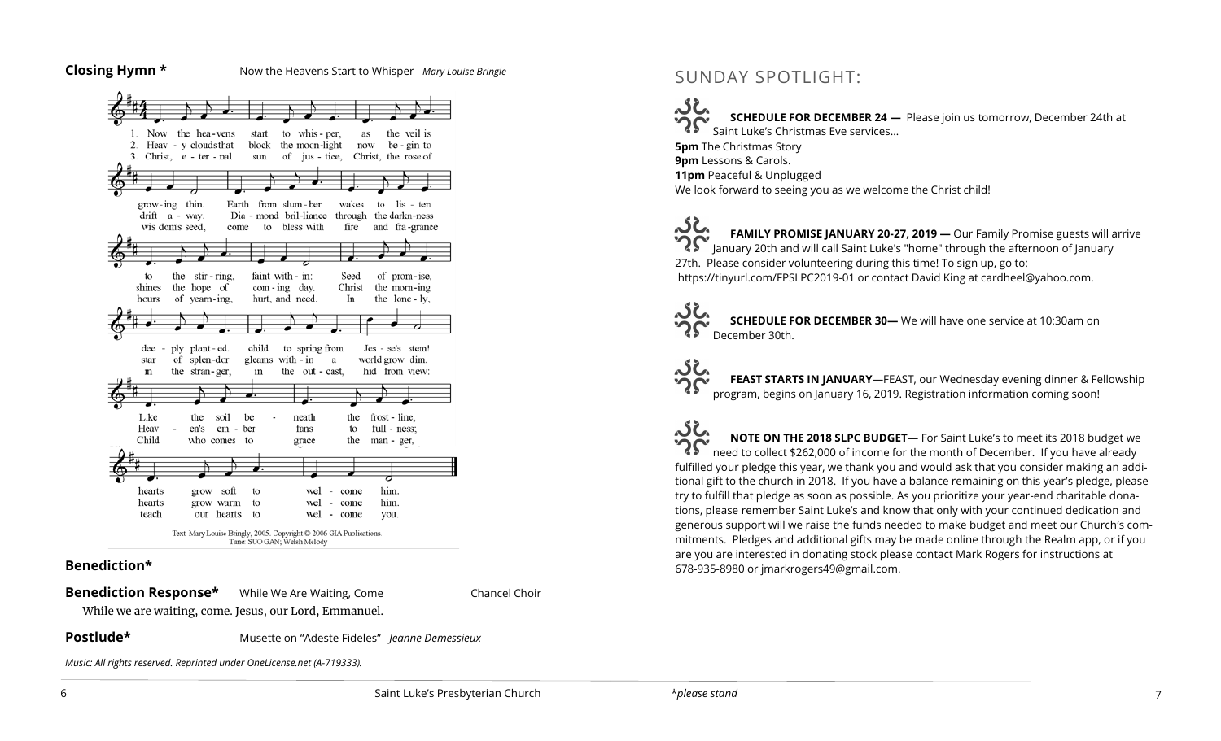**Closing Hymn \*** Now the Heavens Start to Whisper *Mary Louise Bringle*

1. Now the heavens start to whisper, as the veil is growing thin. Earth from slumber wakes to listen to the stirring, faint within: Seed of promise, deeply planted, child to spring from Jesse's stem! Like the soil beneath the frost-line, hearts grow soft to welcome him.
2. Heavy clouds that block the moonlight now begin to drift away. Diamond brilliance through the darkness shines the hope of coming day. Christ the morning star of splendor gleams within a world grown dim. Heaven's embers fans to fullness; hearts grow warm to welcome him.
3. Christ, eternal sun of justice, Christ, the rose of wisdom's seed, come to bless with fire and fragrance hours of yearning, hurt, and need. In the lonely, in the stranger, in the outcast, hid from view: Child who comes to grace the manger, teach our hearts to welcome you.

Text: Mary Louise Bringle, 2005. Copyright © 2006 GIA Publications.
Tune: SUO GAN; Welsh Melody

**Benediction\***

**Benediction Response\*** While We Are Waiting, Come Chancel Choir

While we are waiting, come. Jesus, our Lord, Emmanuel.

**Postlude\*** Musette on "Adeste Fideles" *Jeanne Demessieux*

*Music: All rights reserved. Reprinted under OneLicense.net (A-719333).*

*\*please stand*

## SUNDAY SPOTLIGHT:

**SCHEDULE FOR DECEMBER 24 —** Please join us tomorrow, December 24th at Saint Luke's Christmas Eve services...

**5pm** The Christmas Story
**9pm** Lessons & Carols.
**11pm** Peaceful & Unplugged
We look forward to seeing you as we welcome the Christ child!

**FAMILY PROMISE JANUARY 20-27, 2019 —** Our Family Promise guests will arrive January 20th and will call Saint Luke's "home" through the afternoon of January 27th. Please consider volunteering during this time! To sign up, go to: https://tinyurl.com/FPSLPC2019-01 or contact David King at cardheel@yahoo.com.

**SCHEDULE FOR DECEMBER 30—** We will have one service at 10:30am on December 30th.

**FEAST STARTS IN JANUARY**—FEAST, our Wednesday evening dinner & Fellowship program, begins on January 16, 2019. Registration information coming soon!

**NOTE ON THE 2018 SLPC BUDGET**— For Saint Luke's to meet its 2018 budget we need to collect $262,000 of income for the month of December. If you have already fulfilled your pledge this year, we thank you and would ask that you consider making an additional gift to the church in 2018. If you have a balance remaining on this year's pledge, please try to fulfill that pledge as soon as possible. As you prioritize your year-end charitable donations, please remember Saint Luke's and know that only with your continued dedication and generous support will we raise the funds needed to make budget and meet our Church's commitments. Pledges and additional gifts may be made online through the Realm app, or if you are you are interested in donating stock please contact Mark Rogers for instructions at 678-935-8980 or jmarkrogers49@gmail.com.